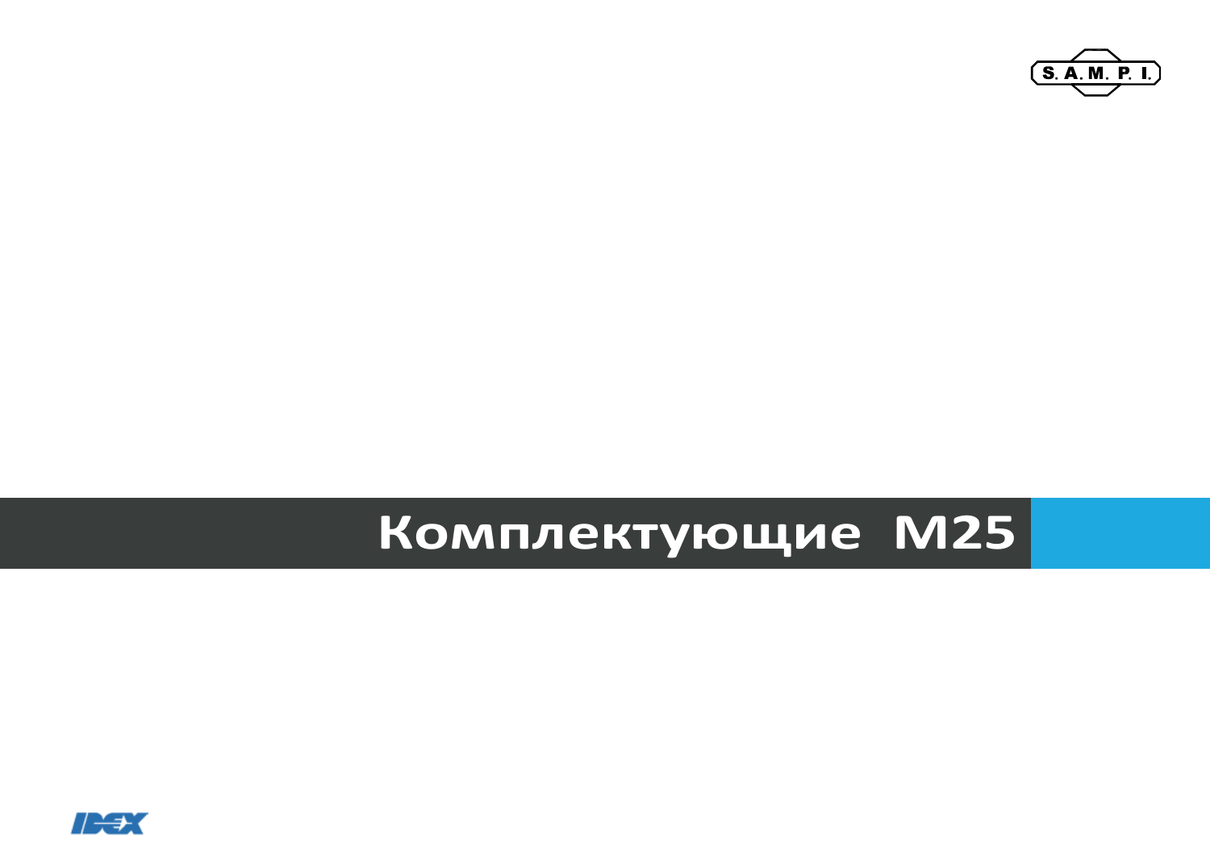S.A.M.P.I.

# Комплектующие M25

IDEX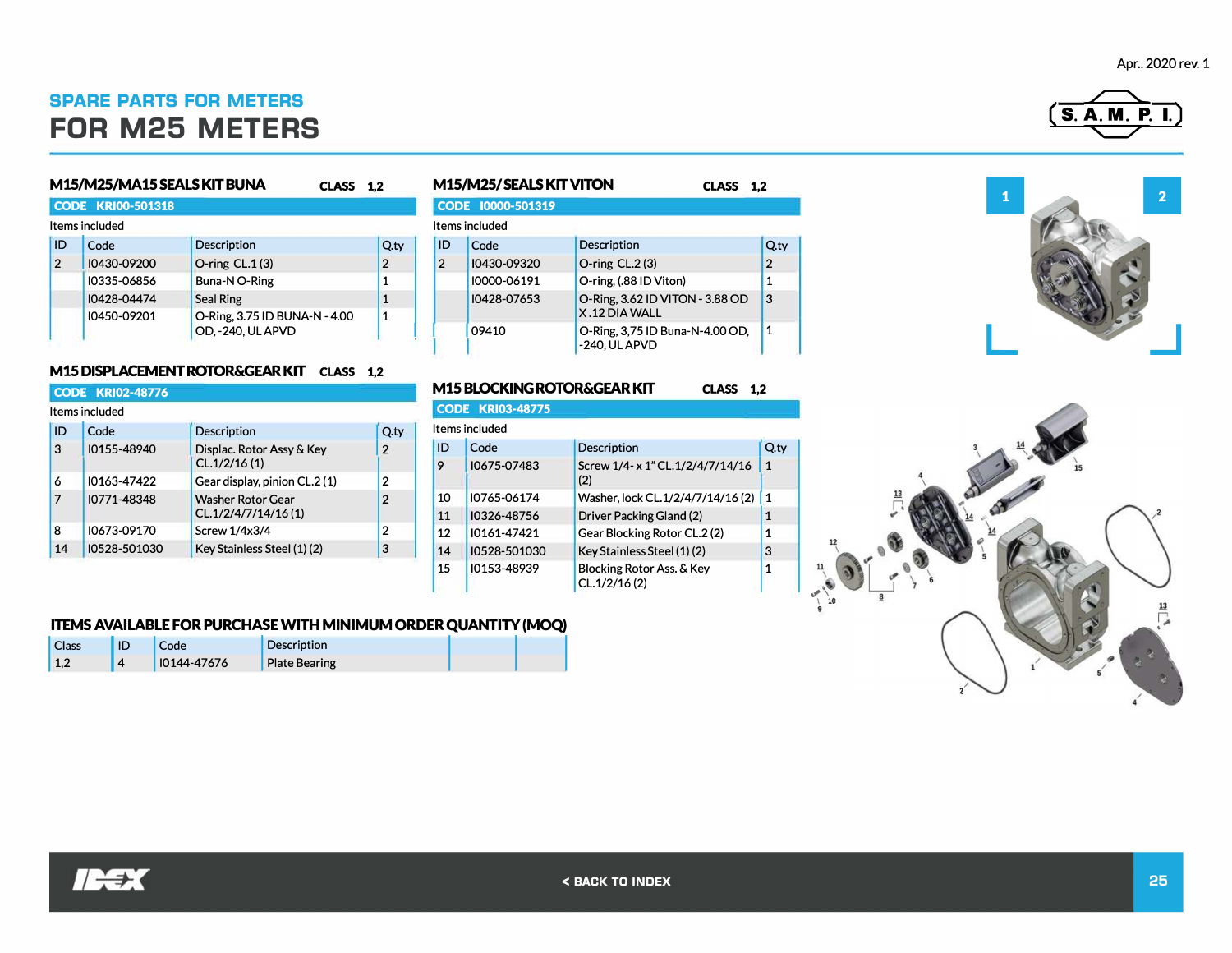## SPARE PARTS FOR METERS

# FOR M25 METERS

### M15/M25/MA15 SEALS KIT BUNA — CLASS 1,2

**CODE KRI00-501318**

Items included

| ID | Code | Description | Q.ty |
|---|---|---|---|
| 2 | I0430-09200 | O-ring CL.1 (3) | 2 |
| | I0335-06856 | Buna-N O-Ring | 1 |
| | I0428-04474 | Seal Ring | 1 |
| | I0450-09201 | O-Ring, 3.75 ID BUNA-N - 4.00 OD, -240, UL APVD | 1 |

### M15/M25/ SEALS KIT VITON — CLASS 1,2

**CODE I0000-501319**

Items included

| ID | Code | Description | Q.ty |
|---|---|---|---|
| 2 | I0430-09320 | O-ring CL.2 (3) | 2 |
| | I0000-06191 | O-ring, (.88 ID Viton) | 1 |
| | I0428-07653 | O-Ring, 3.62 ID VITON - 3.88 OD X .12 DIA WALL | 3 |
| | 09410 | O-Ring, 3,75 ID Buna-N-4.00 OD, -240, UL APVD | 1 |

### M15 DISPLACEMENT ROTOR&GEAR KIT — CLASS 1,2

**CODE KRI02-48776**

Items included

| ID | Code | Description | Q.ty |
|---|---|---|---|
| 3 | I0155-48940 | Displac. Rotor Assy & Key CL.1/2/16 (1) | 2 |
| 6 | I0163-47422 | Gear display, pinion CL.2 (1) | 2 |
| 7 | I0771-48348 | Washer Rotor Gear CL.1/2/4/7/14/16 (1) | 2 |
| 8 | I0673-09170 | Screw 1/4x3/4 | 2 |
| 14 | I0528-501030 | Key Stainless Steel (1) (2) | 3 |

### M15 BLOCKING ROTOR&GEAR KIT — CLASS 1,2

**CODE KRI03-48775**

Items included

| ID | Code | Description | Q.ty |
|---|---|---|---|
| 9 | I0675-07483 | Screw 1/4- x 1" CL.1/2/4/7/14/16 (2) | 1 |
| 10 | I0765-06174 | Washer, lock CL.1/2/4/7/14/16 (2) | 1 |
| 11 | I0326-48756 | Driver Packing Gland (2) | 1 |
| 12 | I0161-47421 | Gear Blocking Rotor CL.2 (2) | 1 |
| 14 | I0528-501030 | Key Stainless Steel (1) (2) | 3 |
| 15 | I0153-48939 | Blocking Rotor Ass. & Key CL.1/2/16 (2) | 1 |

### ITEMS AVAILABLE FOR PURCHASE WITH MINIMUM ORDER QUANTITY (MOQ)

| Class | ID | Code | Description |
|---|---|---|---|
| 1,2 | 4 | I0144-47676 | Plate Bearing |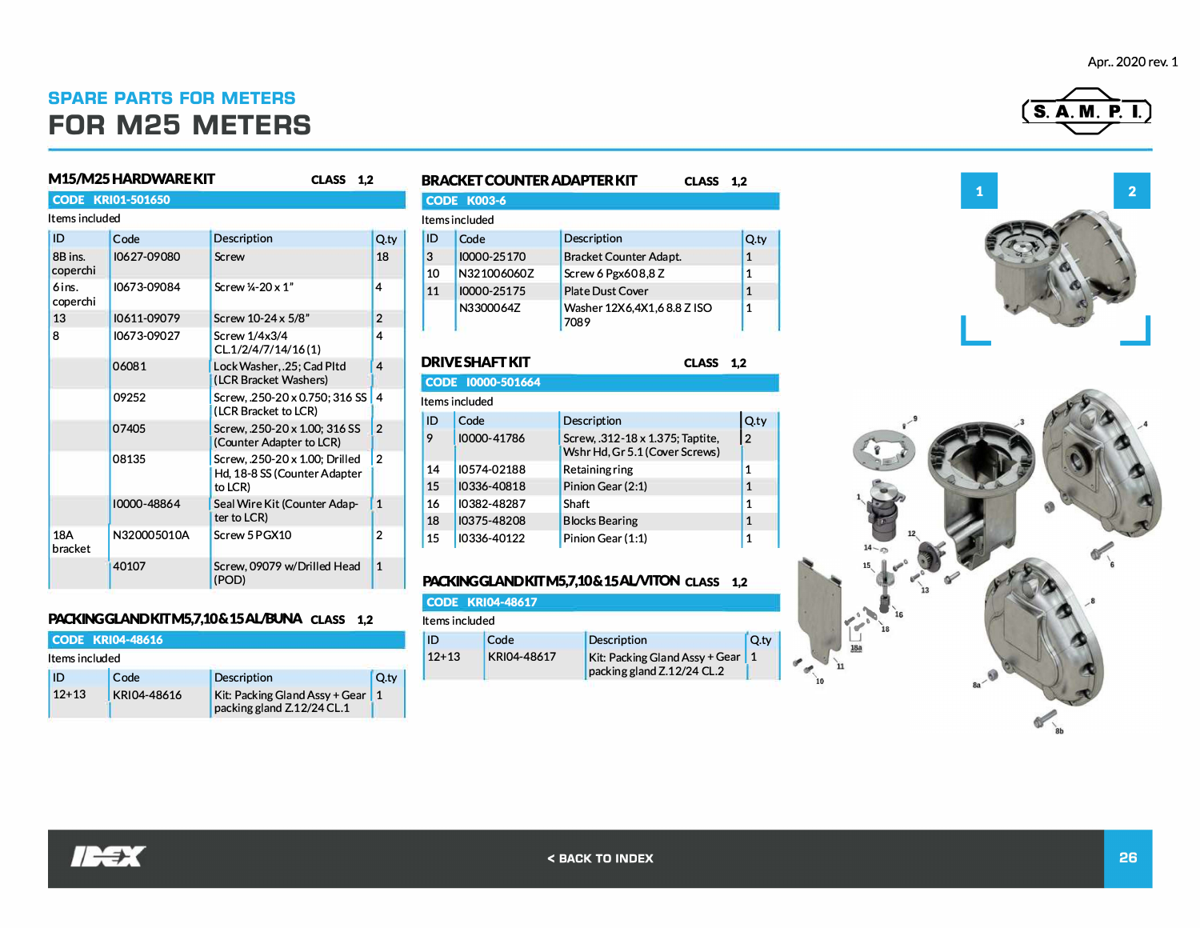Apr.. 2020 rev. 1

## SPARE PARTS FOR METERS

# FOR M25 METERS

### M15/M25 HARDWARE KIT — CLASS 1,2

**CODE KRI01-501650**

Items included

| ID | Code | Description | Q.ty |
|---|---|---|---|
| 8B ins. coperchi | I0627-09080 | Screw | 18 |
| 6 ins. coperchi | I0673-09084 | Screw ¼-20 x 1" | 4 |
| 13 | I0611-09079 | Screw 10-24 x 5/8" | 2 |
| 8 | I0673-09027 | Screw 1/4x3/4 CL.1/2/4/7/14/16 (1) | 4 |
| | 06081 | Lock Washer, .25; Cad Pltd (LCR Bracket Washers) | 4 |
| | 09252 | Screw, .250-20 x 0.750; 316 SS (LCR Bracket to LCR) | 4 |
| | 07405 | Screw, .250-20 x 1.00; 316 SS (Counter Adapter to LCR) | 2 |
| | 08135 | Screw, .250-20 x 1.00; Drilled Hd, 18-8 SS (Counter Adapter to LCR) | 2 |
| | I0000-48864 | Seal Wire Kit (Counter Adapter to LCR) | 1 |
| 18A bracket | N320005010A | Screw 5 PGX10 | 2 |
| | 40107 | Screw, 09079 w/Drilled Head (POD) | 1 |

### PACKING GLAND KIT M5,7,10 & 15 AL/BUNA — CLASS 1,2

**CODE KRI04-48616**

Items included

| ID | Code | Description | Q.ty |
|---|---|---|---|
| 12+13 | KRI04-48616 | Kit: Packing Gland Assy + Gear packing gland Z.12/24 CL.1 | 1 |

### BRACKET COUNTER ADAPTER KIT — CLASS 1,2

**CODE K003-6**

Items included

| ID | Code | Description | Q.ty |
|---|---|---|---|
| 3 | I0000-25170 | Bracket Counter Adapt. | 1 |
| 10 | N321006060Z | Screw 6 Pgx60 8,8 Z | 1 |
| 11 | I0000-25175 | Plate Dust Cover | 1 |
| | N3300064Z | Washer 12X6,4X1,6 8.8 Z ISO 7089 | 1 |

### DRIVE SHAFT KIT — CLASS 1,2

**CODE I0000-501664**

Items included

| ID | Code | Description | Q.ty |
|---|---|---|---|
| 9 | I0000-41786 | Screw, .312-18 x 1.375; Taptite, Wshr Hd, Gr 5.1 (Cover Screws) | 2 |
| 14 | I0574-02188 | Retaining ring | 1 |
| 15 | I0336-40818 | Pinion Gear (2:1) | 1 |
| 16 | I0382-48287 | Shaft | 1 |
| 18 | I0375-48208 | Blocks Bearing | 1 |
| 15 | I0336-40122 | Pinion Gear (1:1) | 1 |

### PACKING GLAND KIT M5,7,10 & 15 AL/VITON — CLASS 1,2

**CODE KRI04-48617**

Items included

| ID | Code | Description | Q.ty |
|---|---|---|---|
| 12+13 | KRI04-48617 | Kit: Packing Gland Assy + Gear packing gland Z.12/24 CL.2 | 1 |

1 2

< BACK TO INDEX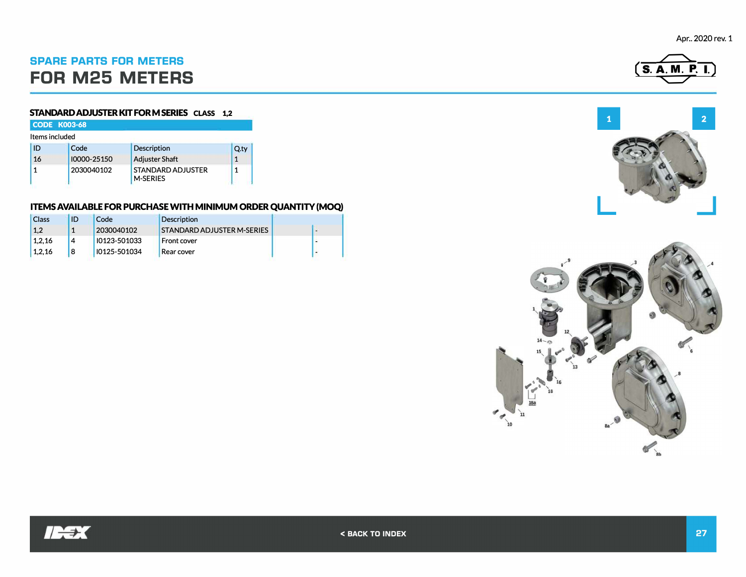## SPARE PARTS FOR METERS

# FOR M25 METERS

### STANDARD ADJUSTER KIT FOR M SERIES CLASS 1,2

**CODE K003-68**

Items included

| ID | Code | Description | Q.ty |
|---|---|---|---|
| 16 | I0000-25150 | Adjuster Shaft | 1 |
| 1 | 2030040102 | STANDARD ADJUSTER M-SERIES | 1 |

### ITEMS AVAILABLE FOR PURCHASE WITH MINIMUM ORDER QUANTITY (MOQ)

| Class | ID | Code | Description | | |
|---|---|---|---|---|---|
| 1,2 | 1 | 2030040102 | STANDARD ADJUSTER M-SERIES | | - |
| 1,2,16 | 4 | I0123-501033 | Front cover | | - |
| 1,2,16 | 8 | I0125-501034 | Rear cover | | - |

1

2

9, 3, 4, 1, 12, 14, 15, 13, 6, 16, 18, 18a, 8, 11, 10, 8a, 8b

< BACK TO INDEX